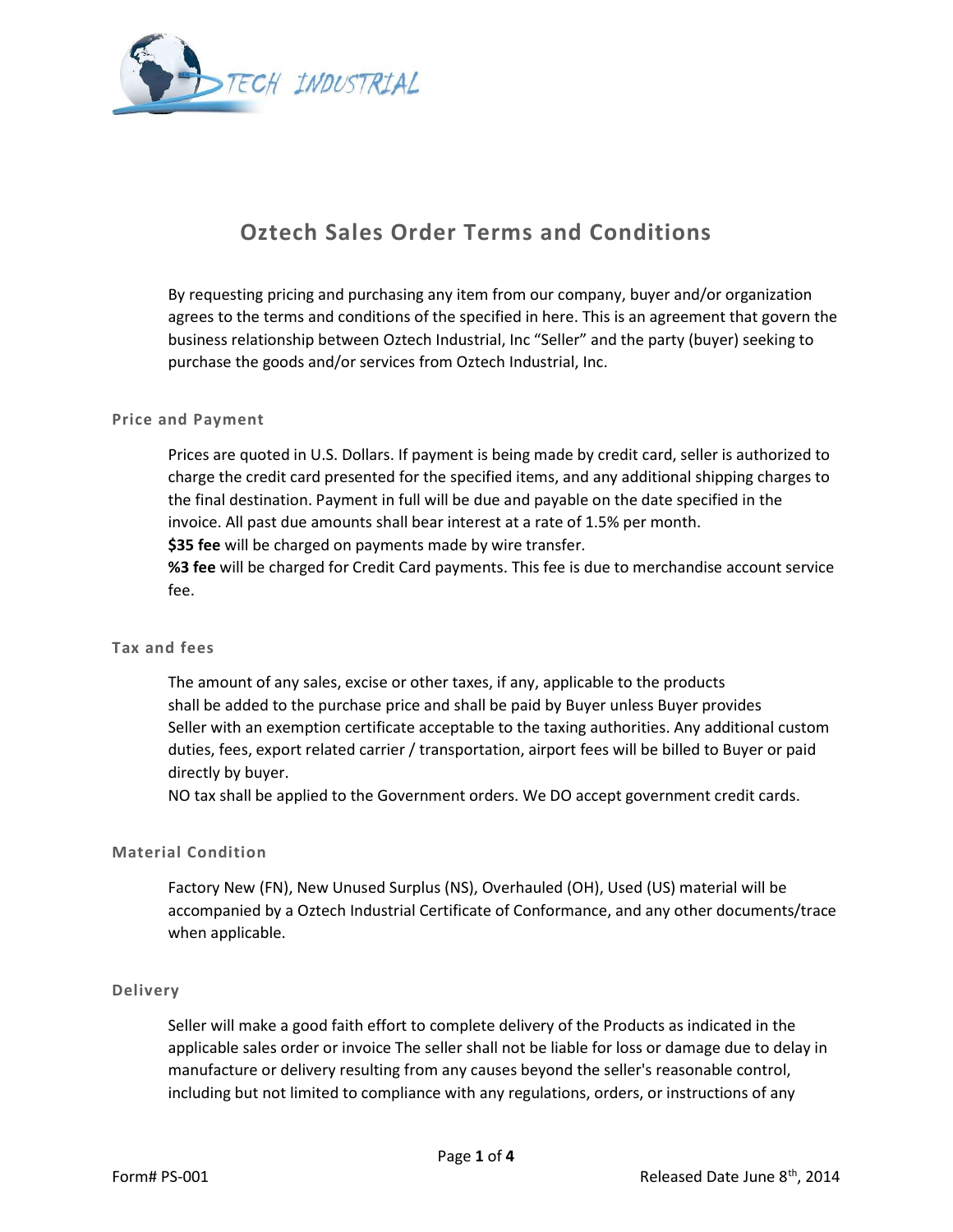# Oztech Sales Order Terms and Conditions

By requesting pricing and purchasing any item from our company, buyer and/or organization agrees to the terms and conditions of the specified in here. This is an agreement that govern the business relationship between Oztech Industrial, Inc "Seller" and the party (buyer) seeking to purchase the goods and/or services from Oztech Industrial, Inc.

### Price and Payment

Prices are quoted in U.S. Dollars. If payment is being made by credit card, seller is authorized to charge the credit card presented for the specified items, and any additional shipping charges to the final destination. Payment in full will be due and payable on the date specified in the invoice. All past due amounts shall bear interest at a rate of 1.5% per month.
**$35 fee** will be charged on payments made by wire transfer.
**%3 fee** will be charged for Credit Card payments. This fee is due to merchandise account service fee.

### Tax and fees

The amount of any sales, excise or other taxes, if any, applicable to the products shall be added to the purchase price and shall be paid by Buyer unless Buyer provides Seller with an exemption certificate acceptable to the taxing authorities. Any additional custom duties, fees, export related carrier / transportation, airport fees will be billed to Buyer or paid directly by buyer.
NO tax shall be applied to the Government orders. We DO accept government credit cards.

### Material Condition

Factory New (FN), New Unused Surplus (NS), Overhauled (OH), Used (US) material will be accompanied by a Oztech Industrial Certificate of Conformance, and any other documents/trace when applicable.

### Delivery

Seller will make a good faith effort to complete delivery of the Products as indicated in the applicable sales order or invoice The seller shall not be liable for loss or damage due to delay in manufacture or delivery resulting from any causes beyond the seller's reasonable control, including but not limited to compliance with any regulations, orders, or instructions of any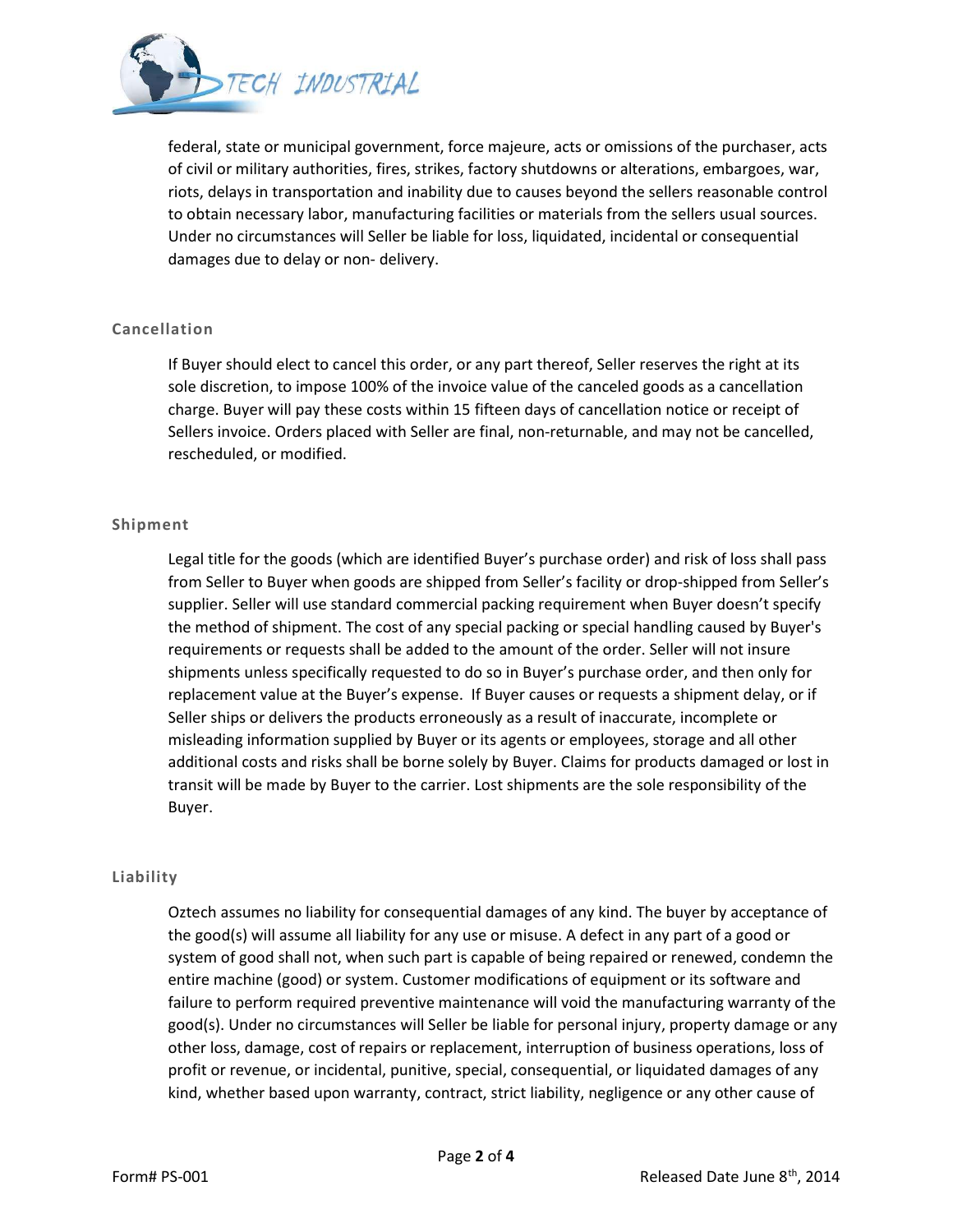federal, state or municipal government, force majeure, acts or omissions of the purchaser, acts of civil or military authorities, fires, strikes, factory shutdowns or alterations, embargoes, war, riots, delays in transportation and inability due to causes beyond the sellers reasonable control to obtain necessary labor, manufacturing facilities or materials from the sellers usual sources. Under no circumstances will Seller be liable for loss, liquidated, incidental or consequential damages due to delay or non- delivery.

### Cancellation

If Buyer should elect to cancel this order, or any part thereof, Seller reserves the right at its sole discretion, to impose 100% of the invoice value of the canceled goods as a cancellation charge. Buyer will pay these costs within 15 fifteen days of cancellation notice or receipt of Sellers invoice. Orders placed with Seller are final, non-returnable, and may not be cancelled, rescheduled, or modified.

### Shipment

Legal title for the goods (which are identified Buyer's purchase order) and risk of loss shall pass from Seller to Buyer when goods are shipped from Seller's facility or drop-shipped from Seller's supplier. Seller will use standard commercial packing requirement when Buyer doesn't specify the method of shipment. The cost of any special packing or special handling caused by Buyer's requirements or requests shall be added to the amount of the order. Seller will not insure shipments unless specifically requested to do so in Buyer's purchase order, and then only for replacement value at the Buyer's expense. If Buyer causes or requests a shipment delay, or if Seller ships or delivers the products erroneously as a result of inaccurate, incomplete or misleading information supplied by Buyer or its agents or employees, storage and all other additional costs and risks shall be borne solely by Buyer. Claims for products damaged or lost in transit will be made by Buyer to the carrier. Lost shipments are the sole responsibility of the Buyer.

### Liability

Oztech assumes no liability for consequential damages of any kind. The buyer by acceptance of the good(s) will assume all liability for any use or misuse. A defect in any part of a good or system of good shall not, when such part is capable of being repaired or renewed, condemn the entire machine (good) or system. Customer modifications of equipment or its software and failure to perform required preventive maintenance will void the manufacturing warranty of the good(s). Under no circumstances will Seller be liable for personal injury, property damage or any other loss, damage, cost of repairs or replacement, interruption of business operations, loss of profit or revenue, or incidental, punitive, special, consequential, or liquidated damages of any kind, whether based upon warranty, contract, strict liability, negligence or any other cause of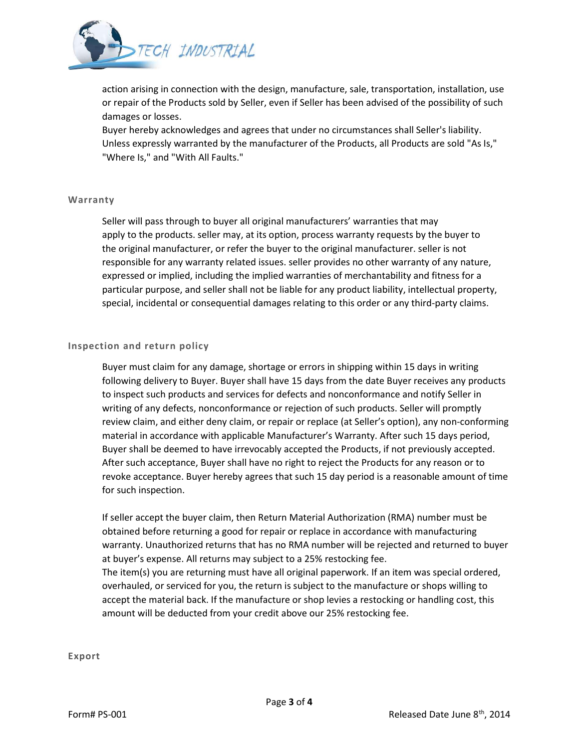action arising in connection with the design, manufacture, sale, transportation, installation, use or repair of the Products sold by Seller, even if Seller has been advised of the possibility of such damages or losses.

Buyer hereby acknowledges and agrees that under no circumstances shall Seller's liability. Unless expressly warranted by the manufacturer of the Products, all Products are sold "As Is," "Where Is," and "With All Faults."

## Warranty

Seller will pass through to buyer all original manufacturers' warranties that may apply to the products. seller may, at its option, process warranty requests by the buyer to the original manufacturer, or refer the buyer to the original manufacturer. seller is not responsible for any warranty related issues. seller provides no other warranty of any nature, expressed or implied, including the implied warranties of merchantability and fitness for a particular purpose, and seller shall not be liable for any product liability, intellectual property, special, incidental or consequential damages relating to this order or any third-party claims.

## Inspection and return policy

Buyer must claim for any damage, shortage or errors in shipping within 15 days in writing following delivery to Buyer. Buyer shall have 15 days from the date Buyer receives any products to inspect such products and services for defects and nonconformance and notify Seller in writing of any defects, nonconformance or rejection of such products. Seller will promptly review claim, and either deny claim, or repair or replace (at Seller's option), any non-conforming material in accordance with applicable Manufacturer's Warranty. After such 15 days period, Buyer shall be deemed to have irrevocably accepted the Products, if not previously accepted. After such acceptance, Buyer shall have no right to reject the Products for any reason or to revoke acceptance. Buyer hereby agrees that such 15 day period is a reasonable amount of time for such inspection.

If seller accept the buyer claim, then Return Material Authorization (RMA) number must be obtained before returning a good for repair or replace in accordance with manufacturing warranty. Unauthorized returns that has no RMA number will be rejected and returned to buyer at buyer's expense. All returns may subject to a 25% restocking fee.

The item(s) you are returning must have all original paperwork. If an item was special ordered, overhauled, or serviced for you, the return is subject to the manufacture or shops willing to accept the material back. If the manufacture or shop levies a restocking or handling cost, this amount will be deducted from your credit above our 25% restocking fee.

## Export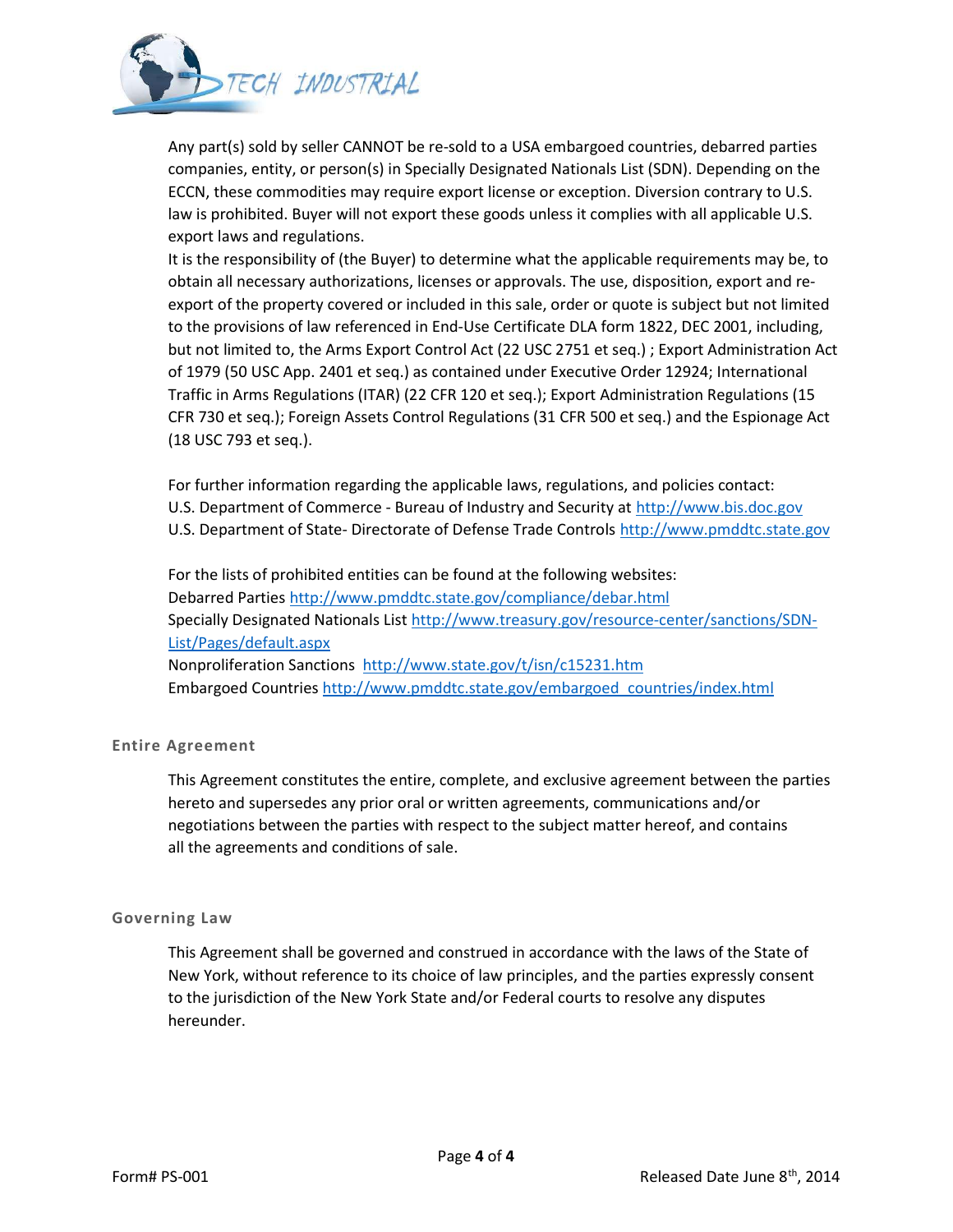Any part(s) sold by seller CANNOT be re-sold to a USA embargoed countries, debarred parties companies, entity, or person(s) in Specially Designated Nationals List (SDN). Depending on the ECCN, these commodities may require export license or exception. Diversion contrary to U.S. law is prohibited. Buyer will not export these goods unless it complies with all applicable U.S. export laws and regulations.

It is the responsibility of (the Buyer) to determine what the applicable requirements may be, to obtain all necessary authorizations, licenses or approvals. The use, disposition, export and re-export of the property covered or included in this sale, order or quote is subject but not limited to the provisions of law referenced in End-Use Certificate DLA form 1822, DEC 2001, including, but not limited to, the Arms Export Control Act (22 USC 2751 et seq.) ; Export Administration Act of 1979 (50 USC App. 2401 et seq.) as contained under Executive Order 12924; International Traffic in Arms Regulations (ITAR) (22 CFR 120 et seq.); Export Administration Regulations (15 CFR 730 et seq.); Foreign Assets Control Regulations (31 CFR 500 et seq.) and the Espionage Act (18 USC 793 et seq.).

For further information regarding the applicable laws, regulations, and policies contact:
U.S. Department of Commerce - Bureau of Industry and Security at http://www.bis.doc.gov
U.S. Department of State- Directorate of Defense Trade Controls http://www.pmddtc.state.gov

For the lists of prohibited entities can be found at the following websites:
Debarred Parties http://www.pmddtc.state.gov/compliance/debar.html
Specially Designated Nationals List http://www.treasury.gov/resource-center/sanctions/SDN-List/Pages/default.aspx
Nonproliferation Sanctions http://www.state.gov/t/isn/c15231.htm
Embargoed Countries http://www.pmddtc.state.gov/embargoed_countries/index.html

### Entire Agreement

This Agreement constitutes the entire, complete, and exclusive agreement between the parties hereto and supersedes any prior oral or written agreements, communications and/or negotiations between the parties with respect to the subject matter hereof, and contains all the agreements and conditions of sale.

### Governing Law

This Agreement shall be governed and construed in accordance with the laws of the State of New York, without reference to its choice of law principles, and the parties expressly consent to the jurisdiction of the New York State and/or Federal courts to resolve any disputes hereunder.